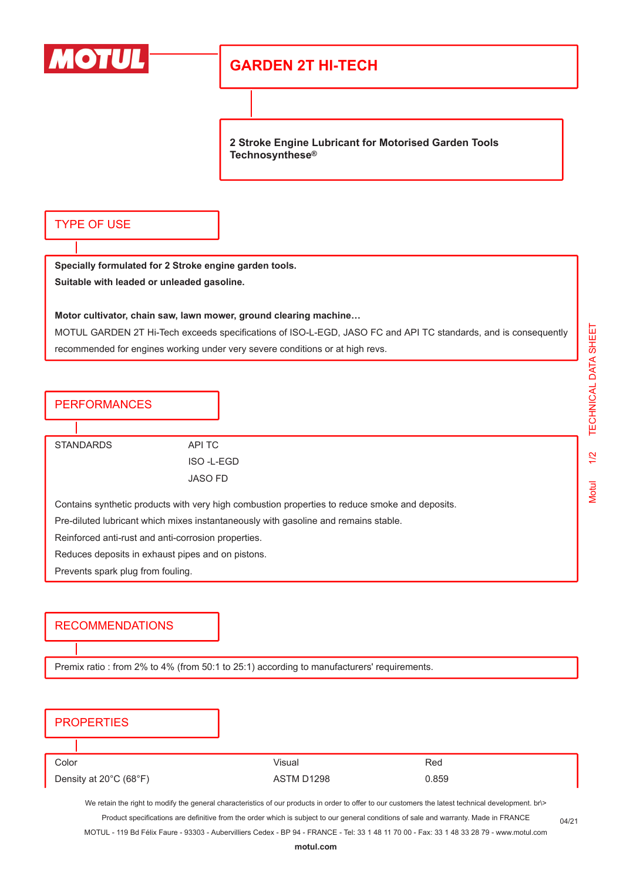# GARDEN 2T HI-TECH

**2 Stroke Engine Lubricant for Motorised Garden Tools**
**Technosynthese®**

## TYPE OF USE

**Specially formulated for 2 Stroke engine garden tools.**
**Suitable with leaded or unleaded gasoline.**

**Motor cultivator, chain saw, lawn mower, ground clearing machine…**
MOTUL GARDEN 2T Hi-Tech exceeds specifications of ISO-L-EGD, JASO FC and API TC standards, and is consequently recommended for engines working under very severe conditions or at high revs.

## PERFORMANCES

| STANDARDS | API TC |
|---|---|
| | ISO -L-EGD |
| | JASO FD |

Contains synthetic products with very high combustion properties to reduce smoke and deposits.
Pre-diluted lubricant which mixes instantaneously with gasoline and remains stable.
Reinforced anti-rust and anti-corrosion properties.
Reduces deposits in exhaust pipes and on pistons.
Prevents spark plug from fouling.

## RECOMMENDATIONS

Premix ratio : from 2% to 4% (from 50:1 to 25:1) according to manufacturers' requirements.

## PROPERTIES

| | | |
|---|---|---|
| Color | Visual | Red |
| Density at 20°C (68°F) | ASTM D1298 | 0.859 |

We retain the right to modify the general characteristics of our products in order to offer to our customers the latest technical development. br\>
Product specifications are definitive from the order which is subject to our general conditions of sale and warranty. Made in FRANCE
MOTUL - 119 Bd Félix Faure - 93303 - Aubervilliers Cedex - BP 94 - FRANCE - Tel: 33 1 48 11 70 00 - Fax: 33 1 48 33 28 79 - www.motul.com

04/21

**motul.com**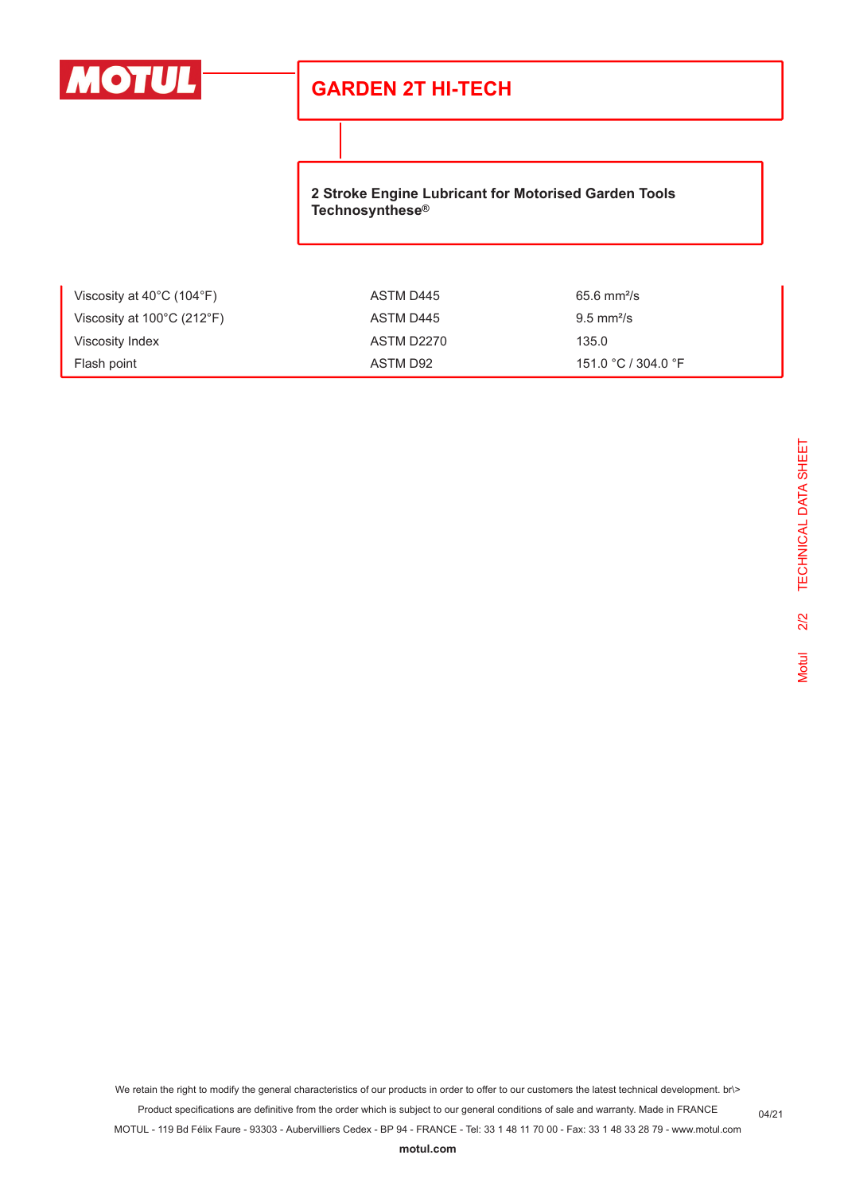# GARDEN 2T HI-TECH

**2 Stroke Engine Lubricant for Motorised Garden Tools Technosynthese®**

| | | |
|---|---|---|
| Viscosity at 40°C (104°F) | ASTM D445 | 65.6 mm²/s |
| Viscosity at 100°C (212°F) | ASTM D445 | 9.5 mm²/s |
| Viscosity Index | ASTM D2270 | 135.0 |
| Flash point | ASTM D92 | 151.0 °C / 304.0 °F |

We retain the right to modify the general characteristics of our products in order to offer to our customers the latest technical development. br\>
Product specifications are definitive from the order which is subject to our general conditions of sale and warranty. Made in FRANCE

MOTUL - 119 Bd Félix Faure - 93303 - Aubervilliers Cedex - BP 94 - FRANCE - Tel: 33 1 48 11 70 00 - Fax: 33 1 48 33 28 79 - www.motul.com

04/21

**motul.com**